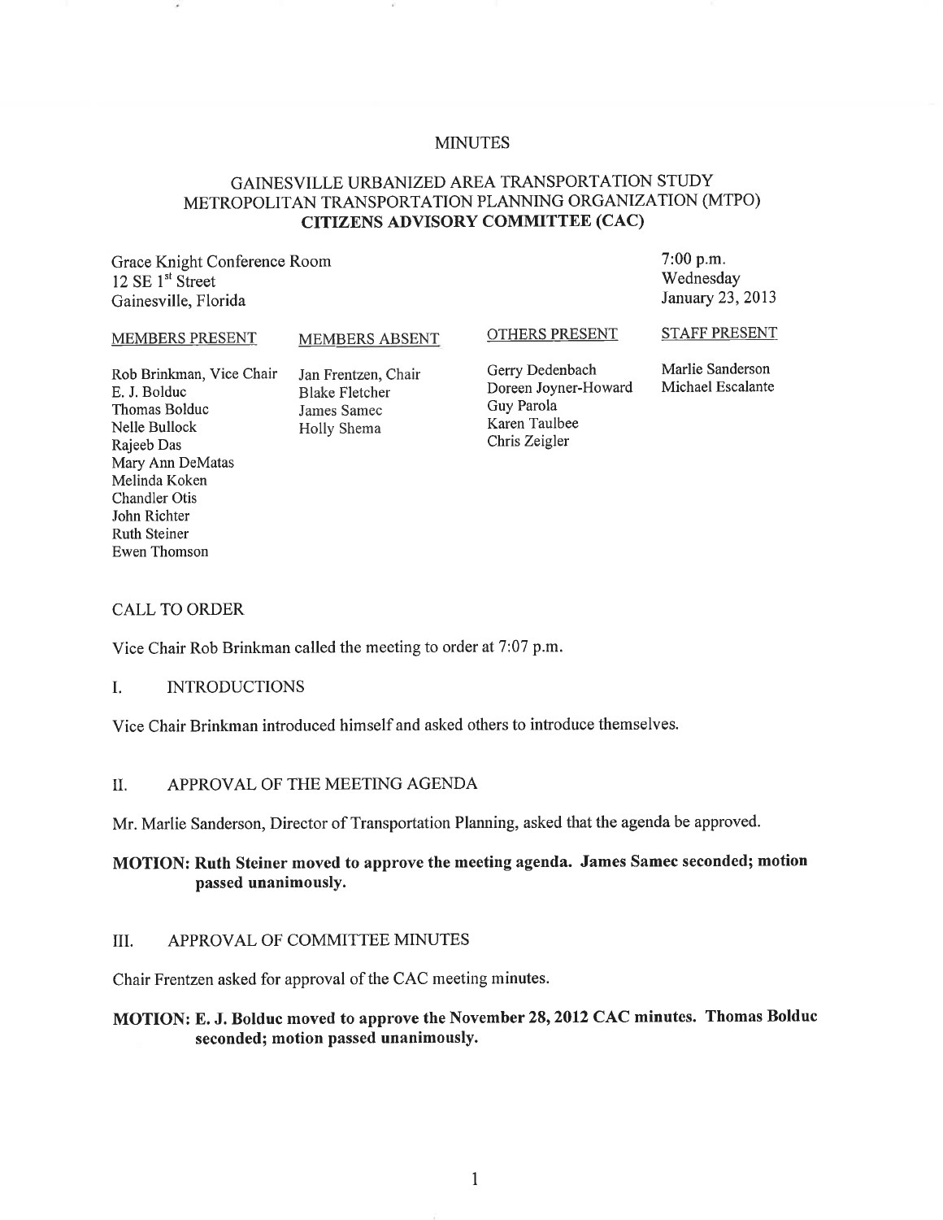# MINUTES

## GAINESVILLE URBANIZED AREA TRANSPORTATION STUDY METROPOLITAN TRANSPORTATION PLANNING ORGANIZATION (MTPO) **CITIZENS ADVISORY COMMITTEE (CAC)**

Grace Knight Conference Room
12 SE 1st Street
Gainesville, Florida

7:00 p.m.
Wednesday
January 23, 2013

| MEMBERS PRESENT | MEMBERS ABSENT | OTHERS PRESENT | STAFF PRESENT |
|---|---|---|---|
| Rob Brinkman, Vice Chair | Jan Frentzen, Chair | Gerry Dedenbach | Marlie Sanderson |
| E. J. Bolduc | Blake Fletcher | Doreen Joyner-Howard | Michael Escalante |
| Thomas Bolduc | James Samec | Guy Parola | |
| Nelle Bullock | Holly Shema | Karen Taulbee | |
| Rajeeb Das | | Chris Zeigler | |
| Mary Ann DeMatas | | | |
| Melinda Koken | | | |
| Chandler Otis | | | |
| John Richter | | | |
| Ruth Steiner | | | |
| Ewen Thomson | | | |

CALL TO ORDER

Vice Chair Rob Brinkman called the meeting to order at 7:07 p.m.

I. INTRODUCTIONS

Vice Chair Brinkman introduced himself and asked others to introduce themselves.

II. APPROVAL OF THE MEETING AGENDA

Mr. Marlie Sanderson, Director of Transportation Planning, asked that the agenda be approved.

**MOTION: Ruth Steiner moved to approve the meeting agenda. James Samec seconded; motion passed unanimously.**

III. APPROVAL OF COMMITTEE MINUTES

Chair Frentzen asked for approval of the CAC meeting minutes.

**MOTION: E. J. Bolduc moved to approve the November 28, 2012 CAC minutes. Thomas Bolduc seconded; motion passed unanimously.**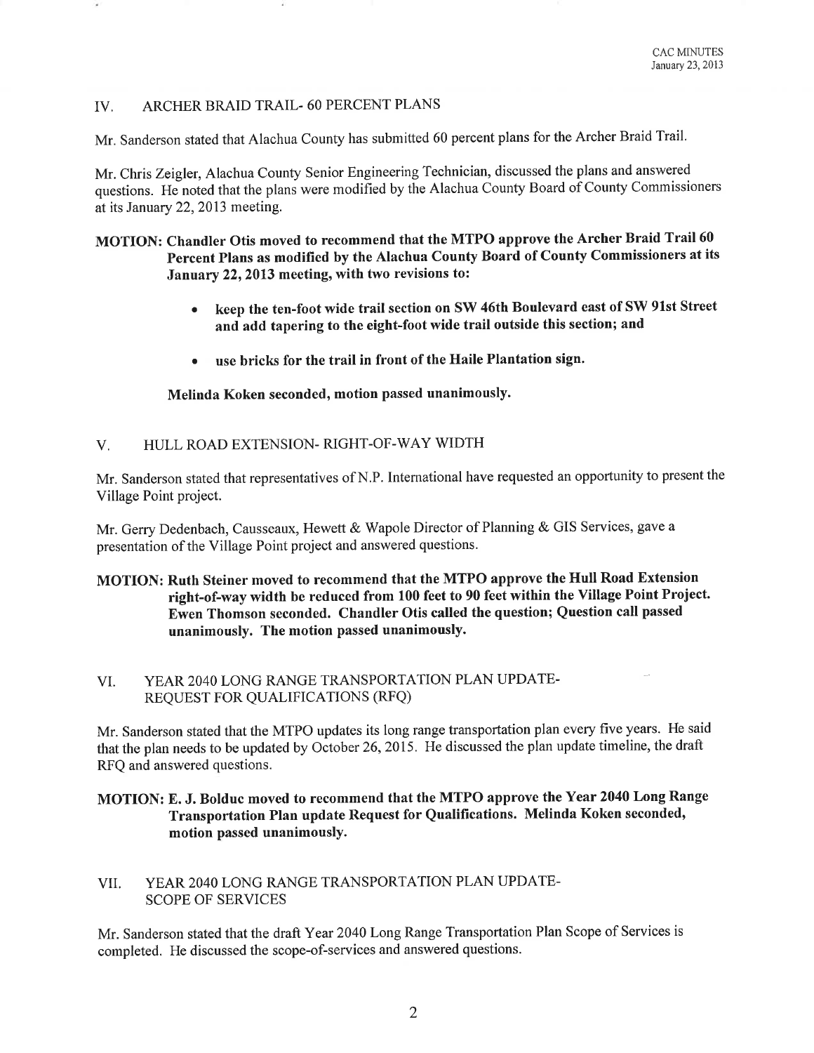## IV. ARCHER BRAID TRAIL- 60 PERCENT PLANS

Mr. Sanderson stated that Alachua County has submitted 60 percent plans for the Archer Braid Trail.

Mr. Chris Zeigler, Alachua County Senior Engineering Technician, discussed the plans and answered questions. He noted that the plans were modified by the Alachua County Board of County Commissioners at its January 22, 2013 meeting.

**MOTION: Chandler Otis moved to recommend that the MTPO approve the Archer Braid Trail 60 Percent Plans as modified by the Alachua County Board of County Commissioners at its January 22, 2013 meeting, with two revisions to:**

- **keep the ten-foot wide trail section on SW 46th Boulevard east of SW 91st Street and add tapering to the eight-foot wide trail outside this section; and**
- **use bricks for the trail in front of the Haile Plantation sign.**

**Melinda Koken seconded, motion passed unanimously.**

## V. HULL ROAD EXTENSION- RIGHT-OF-WAY WIDTH

Mr. Sanderson stated that representatives of N.P. International have requested an opportunity to present the Village Point project.

Mr. Gerry Dedenbach, Causseaux, Hewett & Wapole Director of Planning & GIS Services, gave a presentation of the Village Point project and answered questions.

**MOTION: Ruth Steiner moved to recommend that the MTPO approve the Hull Road Extension right-of-way width be reduced from 100 feet to 90 feet within the Village Point Project. Ewen Thomson seconded. Chandler Otis called the question; Question call passed unanimously. The motion passed unanimously.**

## VI. YEAR 2040 LONG RANGE TRANSPORTATION PLAN UPDATE- REQUEST FOR QUALIFICATIONS (RFQ)

Mr. Sanderson stated that the MTPO updates its long range transportation plan every five years. He said that the plan needs to be updated by October 26, 2015. He discussed the plan update timeline, the draft RFQ and answered questions.

**MOTION: E. J. Bolduc moved to recommend that the MTPO approve the Year 2040 Long Range Transportation Plan update Request for Qualifications. Melinda Koken seconded, motion passed unanimously.**

## VII. YEAR 2040 LONG RANGE TRANSPORTATION PLAN UPDATE- SCOPE OF SERVICES

Mr. Sanderson stated that the draft Year 2040 Long Range Transportation Plan Scope of Services is completed. He discussed the scope-of-services and answered questions.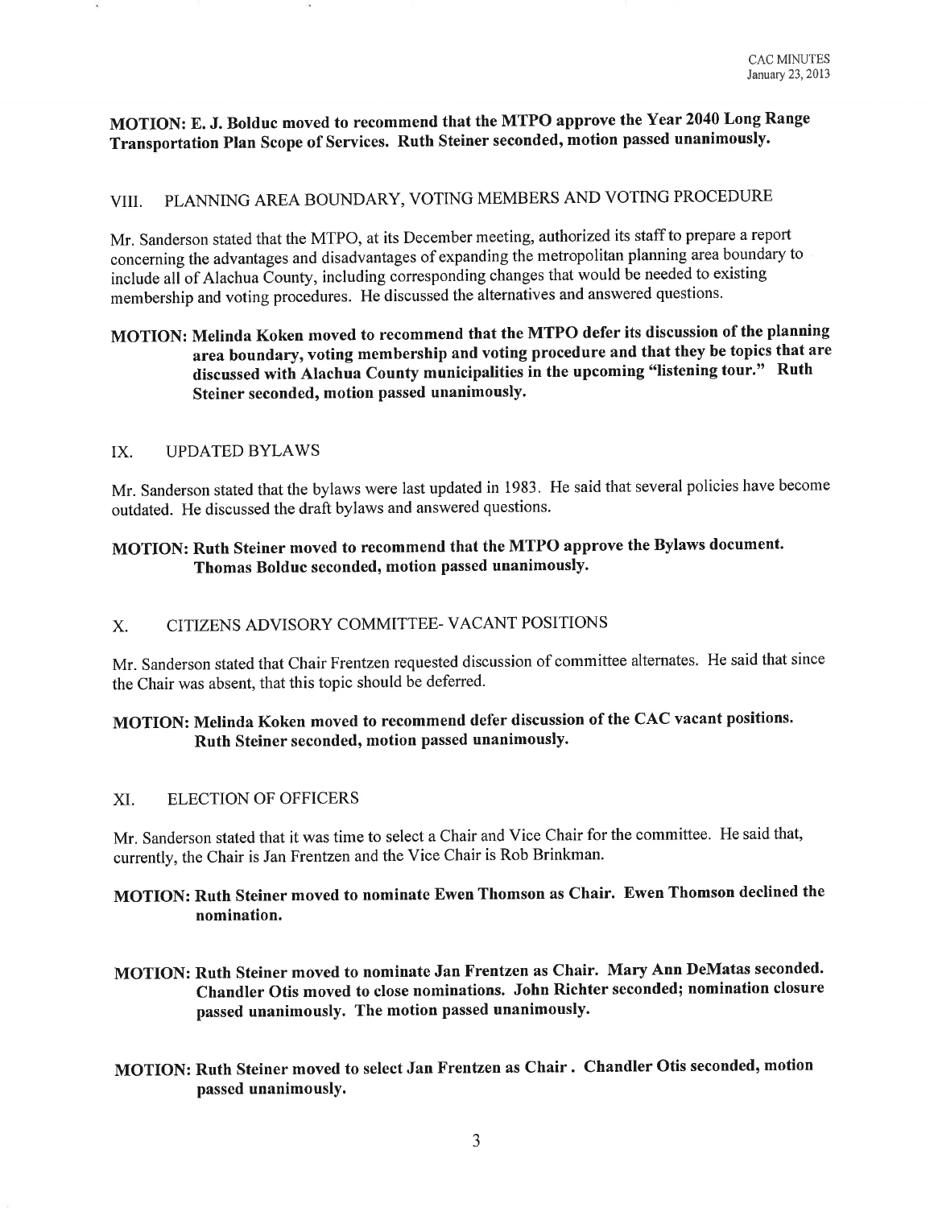**MOTION: E. J. Bolduc moved to recommend that the MTPO approve the Year 2040 Long Range Transportation Plan Scope of Services. Ruth Steiner seconded, motion passed unanimously.**

## VIII. PLANNING AREA BOUNDARY, VOTING MEMBERS AND VOTING PROCEDURE

Mr. Sanderson stated that the MTPO, at its December meeting, authorized its staff to prepare a report concerning the advantages and disadvantages of expanding the metropolitan planning area boundary to include all of Alachua County, including corresponding changes that would be needed to existing membership and voting procedures. He discussed the alternatives and answered questions.

**MOTION: Melinda Koken moved to recommend that the MTPO defer its discussion of the planning area boundary, voting membership and voting procedure and that they be topics that are discussed with Alachua County municipalities in the upcoming "listening tour." Ruth Steiner seconded, motion passed unanimously.**

## IX. UPDATED BYLAWS

Mr. Sanderson stated that the bylaws were last updated in 1983. He said that several policies have become outdated. He discussed the draft bylaws and answered questions.

**MOTION: Ruth Steiner moved to recommend that the MTPO approve the Bylaws document. Thomas Bolduc seconded, motion passed unanimously.**

## X. CITIZENS ADVISORY COMMITTEE- VACANT POSITIONS

Mr. Sanderson stated that Chair Frentzen requested discussion of committee alternates. He said that since the Chair was absent, that this topic should be deferred.

**MOTION: Melinda Koken moved to recommend defer discussion of the CAC vacant positions. Ruth Steiner seconded, motion passed unanimously.**

## XI. ELECTION OF OFFICERS

Mr. Sanderson stated that it was time to select a Chair and Vice Chair for the committee. He said that, currently, the Chair is Jan Frentzen and the Vice Chair is Rob Brinkman.

**MOTION: Ruth Steiner moved to nominate Ewen Thomson as Chair. Ewen Thomson declined the nomination.**

**MOTION: Ruth Steiner moved to nominate Jan Frentzen as Chair. Mary Ann DeMatas seconded. Chandler Otis moved to close nominations. John Richter seconded; nomination closure passed unanimously. The motion passed unanimously.**

**MOTION: Ruth Steiner moved to select Jan Frentzen as Chair . Chandler Otis seconded, motion passed unanimously.**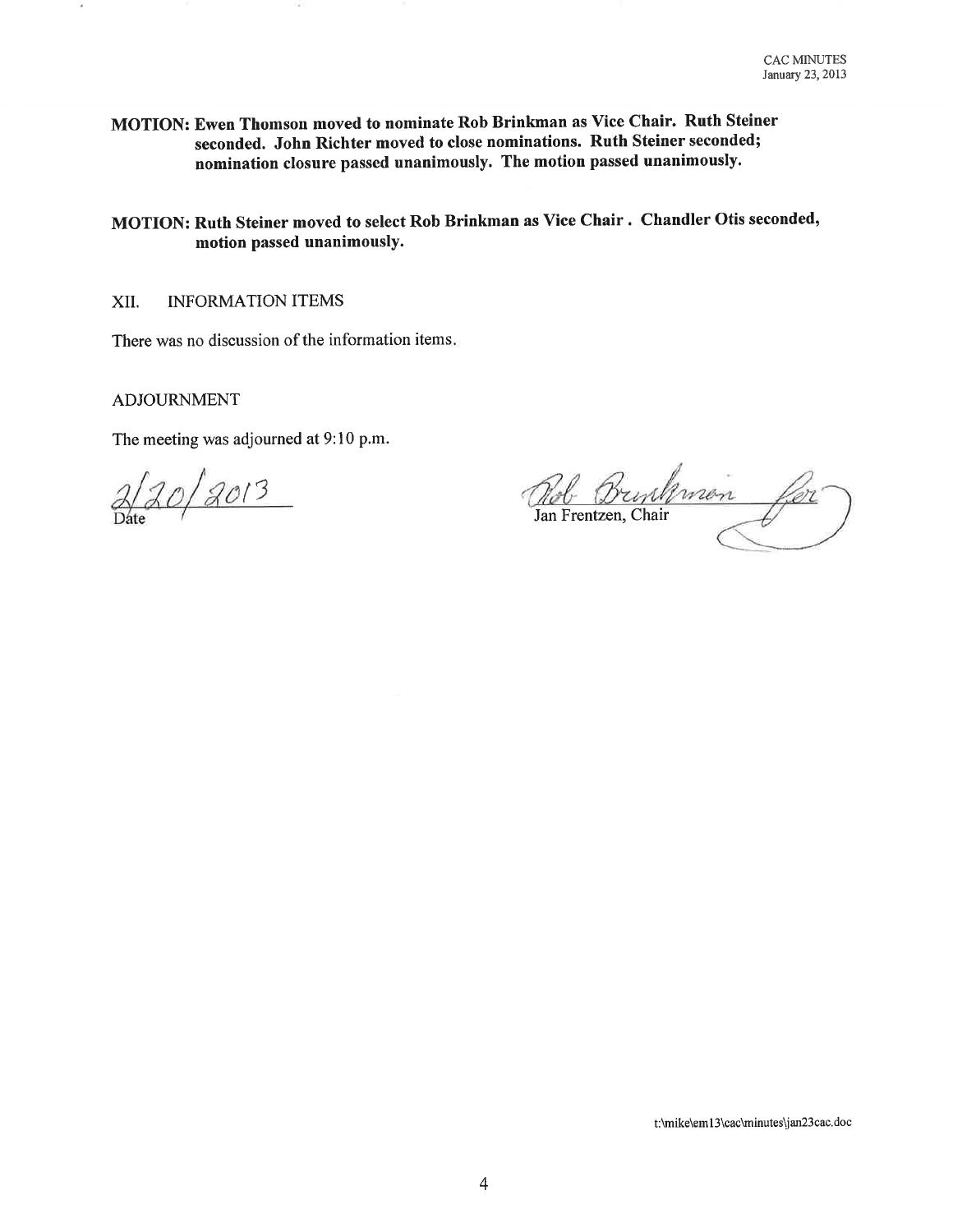**MOTION: Ewen Thomson moved to nominate Rob Brinkman as Vice Chair. Ruth Steiner seconded. John Richter moved to close nominations. Ruth Steiner seconded; nomination closure passed unanimously. The motion passed unanimously.**

**MOTION: Ruth Steiner moved to select Rob Brinkman as Vice Chair . Chandler Otis seconded, motion passed unanimously.**

XII. INFORMATION ITEMS

There was no discussion of the information items.

ADJOURNMENT

The meeting was adjourned at 9:10 p.m.

2/20/2013
Date

Rob Brinkman for
Jan Frentzen, Chair

t:\mike\em13\cac\minutes\jan23cac.doc